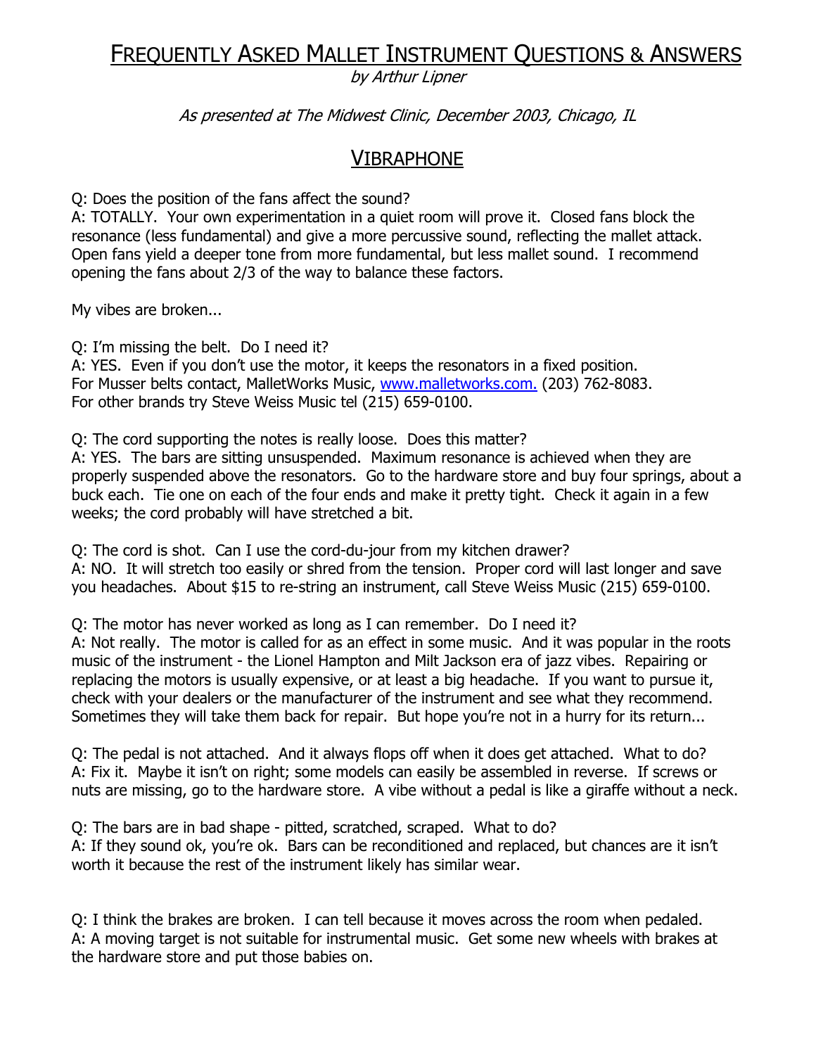# FREQUENTLY ASKED MALLET INSTRUMENT QUESTIONS & ANSWERS

*by Arthur Lipner*

*As presented at The Midwest Clinic, December 2003, Chicago, IL*

## VIBRAPHONE

Q: Does the position of the fans affect the sound?
A: TOTALLY. Your own experimentation in a quiet room will prove it. Closed fans block the resonance (less fundamental) and give a more percussive sound, reflecting the mallet attack. Open fans yield a deeper tone from more fundamental, but less mallet sound. I recommend opening the fans about 2/3 of the way to balance these factors.

My vibes are broken...

Q: I'm missing the belt. Do I need it?
A: YES. Even if you don't use the motor, it keeps the resonators in a fixed position.
For Musser belts contact, MalletWorks Music, [www.malletworks.com.](http://www.malletworks.com) (203) 762-8083.
For other brands try Steve Weiss Music tel (215) 659-0100.

Q: The cord supporting the notes is really loose. Does this matter?
A: YES. The bars are sitting unsuspended. Maximum resonance is achieved when they are properly suspended above the resonators. Go to the hardware store and buy four springs, about a buck each. Tie one on each of the four ends and make it pretty tight. Check it again in a few weeks; the cord probably will have stretched a bit.

Q: The cord is shot. Can I use the cord-du-jour from my kitchen drawer?
A: NO. It will stretch too easily or shred from the tension. Proper cord will last longer and save you headaches. About $15 to re-string an instrument, call Steve Weiss Music (215) 659-0100.

Q: The motor has never worked as long as I can remember. Do I need it?
A: Not really. The motor is called for as an effect in some music. And it was popular in the roots music of the instrument - the Lionel Hampton and Milt Jackson era of jazz vibes. Repairing or replacing the motors is usually expensive, or at least a big headache. If you want to pursue it, check with your dealers or the manufacturer of the instrument and see what they recommend. Sometimes they will take them back for repair. But hope you're not in a hurry for its return...

Q: The pedal is not attached. And it always flops off when it does get attached. What to do?
A: Fix it. Maybe it isn't on right; some models can easily be assembled in reverse. If screws or nuts are missing, go to the hardware store. A vibe without a pedal is like a giraffe without a neck.

Q: The bars are in bad shape - pitted, scratched, scraped. What to do?
A: If they sound ok, you're ok. Bars can be reconditioned and replaced, but chances are it isn't worth it because the rest of the instrument likely has similar wear.

Q: I think the brakes are broken. I can tell because it moves across the room when pedaled.
A: A moving target is not suitable for instrumental music. Get some new wheels with brakes at the hardware store and put those babies on.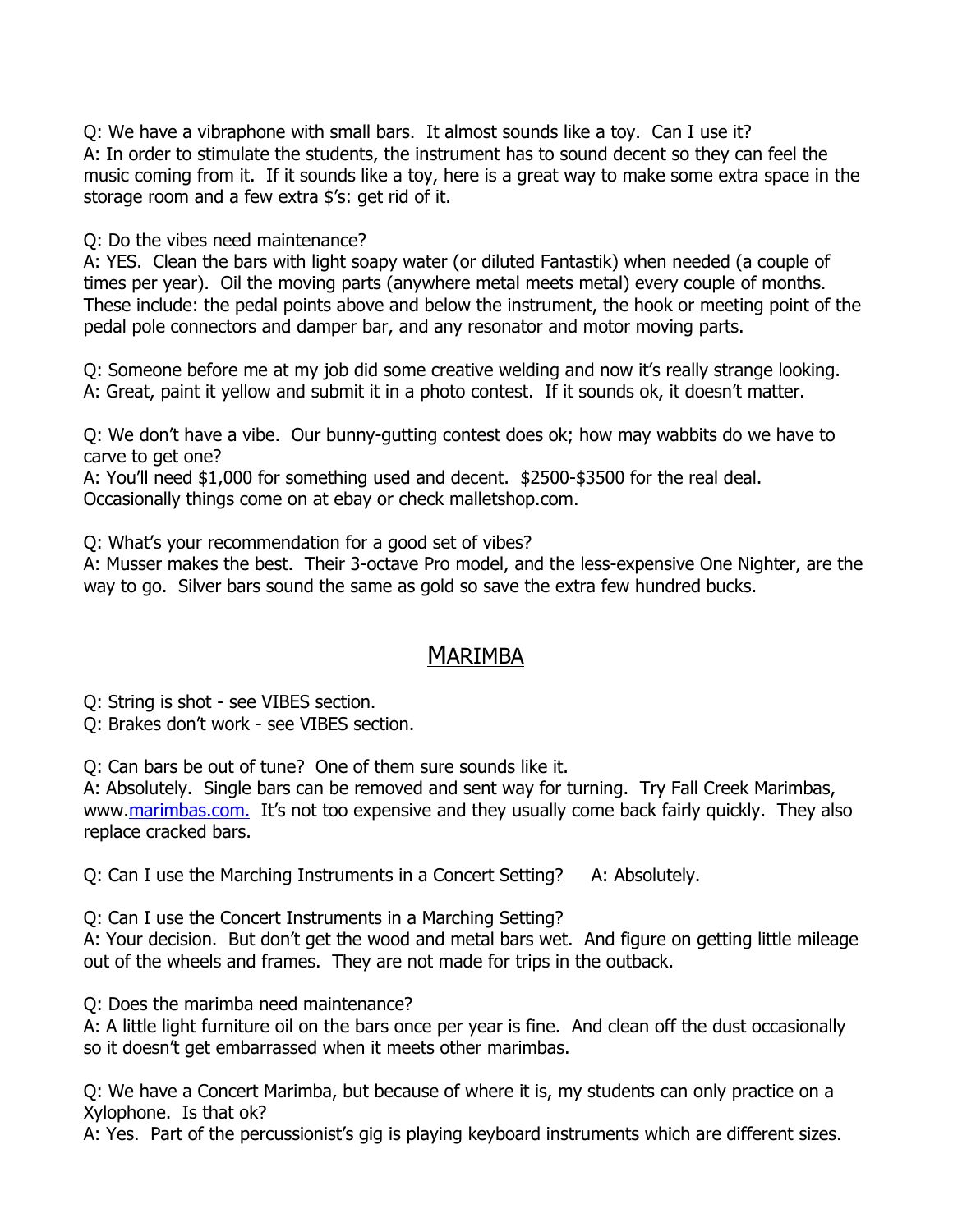Q: We have a vibraphone with small bars. It almost sounds like a toy. Can I use it?
A: In order to stimulate the students, the instrument has to sound decent so they can feel the music coming from it. If it sounds like a toy, here is a great way to make some extra space in the storage room and a few extra $'s: get rid of it.

Q: Do the vibes need maintenance?
A: YES. Clean the bars with light soapy water (or diluted Fantastik) when needed (a couple of times per year). Oil the moving parts (anywhere metal meets metal) every couple of months. These include: the pedal points above and below the instrument, the hook or meeting point of the pedal pole connectors and damper bar, and any resonator and motor moving parts.

Q: Someone before me at my job did some creative welding and now it's really strange looking.
A: Great, paint it yellow and submit it in a photo contest. If it sounds ok, it doesn't matter.

Q: We don't have a vibe. Our bunny-gutting contest does ok; how may wabbits do we have to carve to get one?
A: You'll need $1,000 for something used and decent. $2500-$3500 for the real deal. Occasionally things come on at ebay or check malletshop.com.

Q: What's your recommendation for a good set of vibes?
A: Musser makes the best. Their 3-octave Pro model, and the less-expensive One Nighter, are the way to go. Silver bars sound the same as gold so save the extra few hundred bucks.

## MARIMBA

Q: String is shot - see VIBES section.
Q: Brakes don't work - see VIBES section.

Q: Can bars be out of tune? One of them sure sounds like it.
A: Absolutely. Single bars can be removed and sent way for turning. Try Fall Creek Marimbas, www.marimbas.com. It's not too expensive and they usually come back fairly quickly. They also replace cracked bars.

Q: Can I use the Marching Instruments in a Concert Setting? A: Absolutely.

Q: Can I use the Concert Instruments in a Marching Setting?
A: Your decision. But don't get the wood and metal bars wet. And figure on getting little mileage out of the wheels and frames. They are not made for trips in the outback.

Q: Does the marimba need maintenance?
A: A little light furniture oil on the bars once per year is fine. And clean off the dust occasionally so it doesn't get embarrassed when it meets other marimbas.

Q: We have a Concert Marimba, but because of where it is, my students can only practice on a Xylophone. Is that ok?
A: Yes. Part of the percussionist's gig is playing keyboard instruments which are different sizes.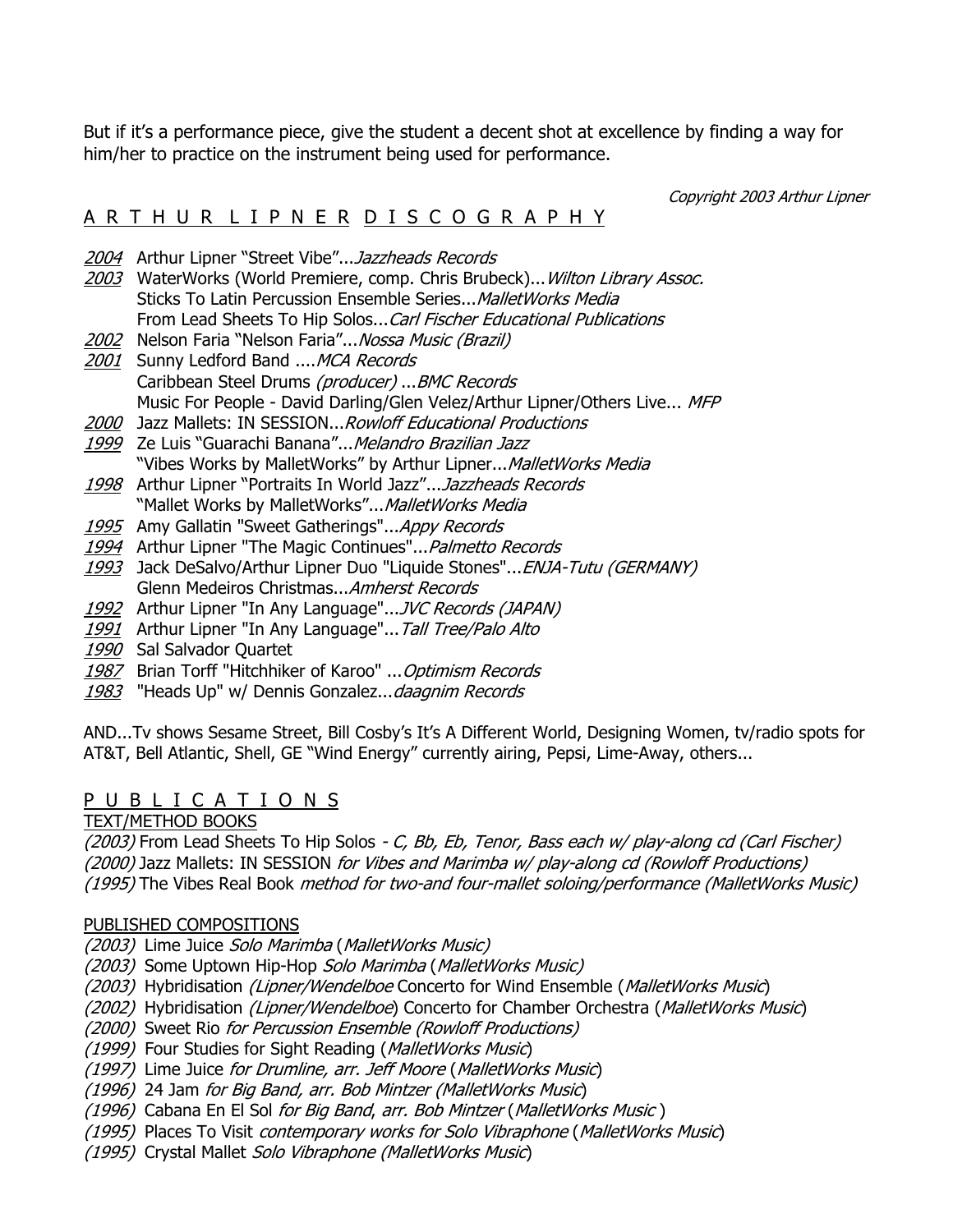But if it's a performance piece, give the student a decent shot at excellence by finding a way for him/her to practice on the instrument being used for performance.

*Copyright 2003 Arthur Lipner*

## A R T H U R   L I P N E R   D I S C O G R A P H Y

- *2004* Arthur Lipner "Street Vibe"...*Jazzheads Records*
- *2003* WaterWorks (World Premiere, comp. Chris Brubeck)...*Wilton Library Assoc.*
  - Sticks To Latin Percussion Ensemble Series...*MalletWorks Media*
  - From Lead Sheets To Hip Solos...*Carl Fischer Educational Publications*
- *2002* Nelson Faria "Nelson Faria"...*Nossa Music (Brazil)*
- *2001* Sunny Ledford Band ....*MCA Records*
  - Caribbean Steel Drums *(producer)* ...*BMC Records*
  - Music For People - David Darling/Glen Velez/Arthur Lipner/Others Live... *MFP*
- *2000* Jazz Mallets: IN SESSION...*Rowloff Educational Productions*
- *1999* Ze Luis "Guarachi Banana"...*Melandro Brazilian Jazz*
  - "Vibes Works by MalletWorks" by Arthur Lipner...*MalletWorks Media*
- *1998* Arthur Lipner "Portraits In World Jazz"...*Jazzheads Records*
  - "Mallet Works by MalletWorks"...*MalletWorks Media*
- *1995* Amy Gallatin "Sweet Gatherings"...*Appy Records*
- *1994* Arthur Lipner "The Magic Continues"...*Palmetto Records*
- *1993* Jack DeSalvo/Arthur Lipner Duo "Liquide Stones"...*ENJA-Tutu (GERMANY)*
  - Glenn Medeiros Christmas...*Amherst Records*
- *1992* Arthur Lipner "In Any Language"...*JVC Records (JAPAN)*
- *1991* Arthur Lipner "In Any Language"...*Tall Tree/Palo Alto*
- *1990* Sal Salvador Quartet
- *1987* Brian Torff "Hitchhiker of Karoo" ...*Optimism Records*
- *1983* "Heads Up" w/ Dennis Gonzalez...*daagnim Records*

AND...Tv shows Sesame Street, Bill Cosby's It's A Different World, Designing Women, tv/radio spots for AT&T, Bell Atlantic, Shell, GE "Wind Energy" currently airing, Pepsi, Lime-Away, others...

## P U B L I C A T I O N S

### TEXT/METHOD BOOKS

*(2003)* From Lead Sheets To Hip Solos - *C, Bb, Eb, Tenor, Bass each w/ play-along cd (Carl Fischer)*
*(2000)* Jazz Mallets: IN SESSION *for Vibes and Marimba w/ play-along cd (Rowloff Productions)*
*(1995)* The Vibes Real Book *method for two-and four-mallet soloing/performance (MalletWorks Music)*

### PUBLISHED COMPOSITIONS

*(2003)* Lime Juice *Solo Marimba* (*MalletWorks Music)*
*(2003)* Some Uptown Hip-Hop *Solo Marimba* (*MalletWorks Music)*
*(2003)* Hybridisation *(Lipner/Wendelboe* Concerto for Wind Ensemble (*MalletWorks Music*)
*(2002)* Hybridisation *(Lipner/Wendelboe*) Concerto for Chamber Orchestra (*MalletWorks Music*)
*(2000)* Sweet Rio *for Percussion Ensemble (Rowloff Productions)*
*(1999)* Four Studies for Sight Reading (*MalletWorks Music*)
*(1997)* Lime Juice *for Drumline, arr. Jeff Moore* (*MalletWorks Music*)
*(1996)* 24 Jam *for Big Band, arr. Bob Mintzer (MalletWorks Music*)
*(1996)* Cabana En El Sol *for Big Band*, *arr. Bob Mintzer* (*MalletWorks Music* )
*(1995)* Places To Visit *contemporary works for Solo Vibraphone* (*MalletWorks Music*)
*(1995)* Crystal Mallet *Solo Vibraphone (MalletWorks Music*)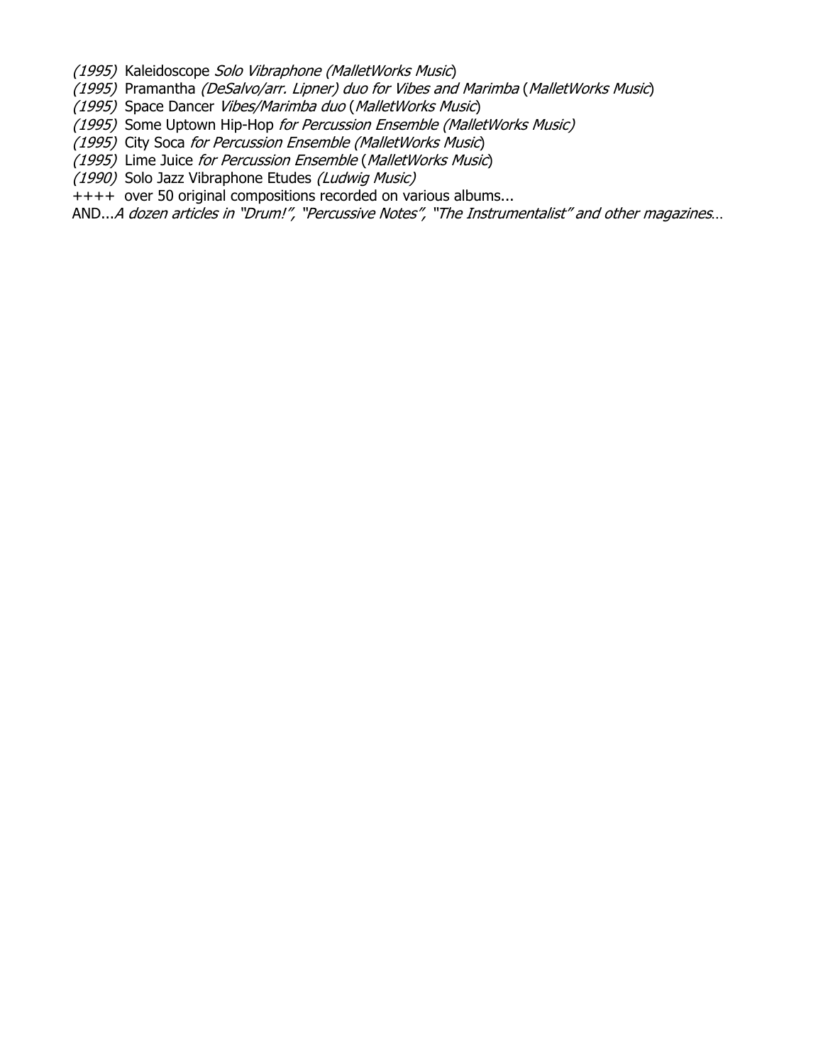*(1995)* Kaleidoscope *Solo Vibraphone (MalletWorks Music*)

*(1995)* Pramantha *(DeSalvo/arr. Lipner) duo for Vibes and Marimba* (*MalletWorks Music*)

*(1995)* Space Dancer *Vibes/Marimba duo* (*MalletWorks Music*)

*(1995)* Some Uptown Hip-Hop *for Percussion Ensemble (MalletWorks Music)*

*(1995)* City Soca *for Percussion Ensemble (MalletWorks Music*)

*(1995)* Lime Juice *for Percussion Ensemble* (*MalletWorks Music*)

*(1990)* Solo Jazz Vibraphone Etudes *(Ludwig Music)*

++++ over 50 original compositions recorded on various albums...

AND...*A dozen articles in "Drum!", "Percussive Notes", "The Instrumentalist" and other magazines*…